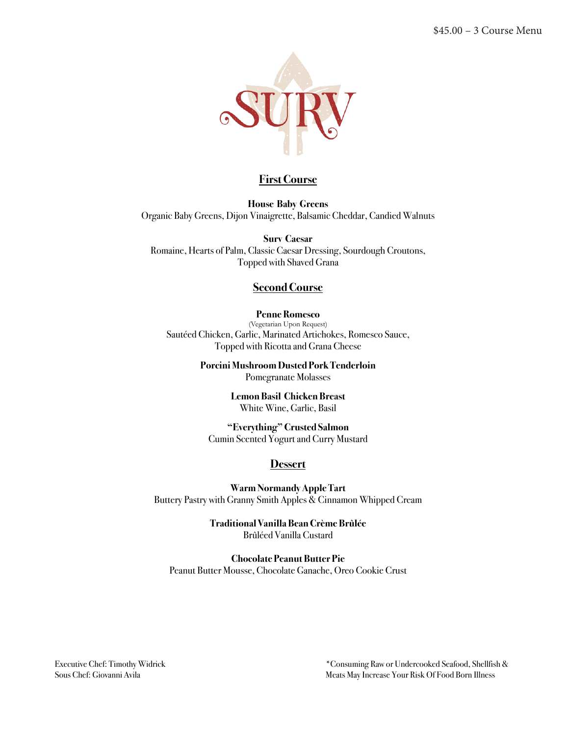$45.00 – 3 Course Menu

# SURV

## First Course

**House Baby Greens**
Organic Baby Greens, Dijon Vinaigrette, Balsamic Cheddar, Candied Walnuts

**Surv Caesar**
Romaine, Hearts of Palm, Classic Caesar Dressing, Sourdough Croutons,
Topped with Shaved Grana

## Second Course

**Penne Romesco**
(Vegetarian Upon Request)
Sautéed Chicken, Garlic, Marinated Artichokes, Romesco Sauce,
Topped with Ricotta and Grana Cheese

**Porcini Mushroom Dusted Pork Tenderloin**
Pomegranate Molasses

**Lemon Basil Chicken Breast**
White Wine, Garlic, Basil

**"Everything" Crusted Salmon**
Cumin Scented Yogurt and Curry Mustard

## Dessert

**Warm Normandy Apple Tart**
Buttery Pastry with Granny Smith Apples & Cinnamon Whipped Cream

**Traditional Vanilla Bean Crème Brûlée**
Brûléed Vanilla Custard

**Chocolate Peanut Butter Pie**
Peanut Butter Mousse, Chocolate Ganache, Oreo Cookie Crust

Executive Chef: Timothy Widrick
Sous Chef: Giovanni Avila

*Consuming Raw or Undercooked Seafood, Shellfish & Meats May Increase Your Risk Of Food Born Illness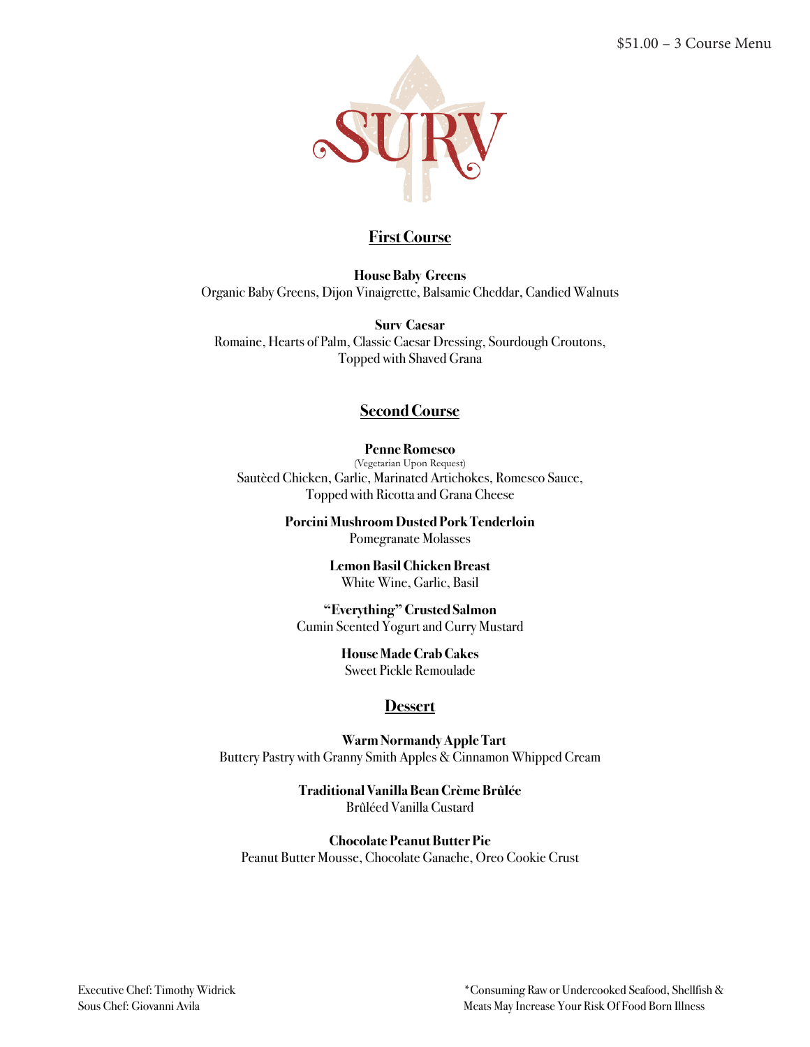$51.00 – 3 Course Menu

# SURV

## First Course

**House Baby Greens**
Organic Baby Greens, Dijon Vinaigrette, Balsamic Cheddar, Candied Walnuts

**Surv Caesar**
Romaine, Hearts of Palm, Classic Caesar Dressing, Sourdough Croutons, Topped with Shaved Grana

## Second Course

**Penne Romesco**
(Vegetarian Upon Request)
Sautèed Chicken, Garlic, Marinated Artichokes, Romesco Sauce, Topped with Ricotta and Grana Cheese

**Porcini Mushroom Dusted Pork Tenderloin**
Pomegranate Molasses

**Lemon Basil Chicken Breast**
White Wine, Garlic, Basil

**"Everything" Crusted Salmon**
Cumin Scented Yogurt and Curry Mustard

**House Made Crab Cakes**
Sweet Pickle Remoulade

## Dessert

**Warm Normandy Apple Tart**
Buttery Pastry with Granny Smith Apples & Cinnamon Whipped Cream

**Traditional Vanilla Bean Crème Brùlée**
Brùléed Vanilla Custard

**Chocolate Peanut Butter Pie**
Peanut Butter Mousse, Chocolate Ganache, Oreo Cookie Crust

Executive Chef: Timothy Widrick
Sous Chef: Giovanni Avila

*Consuming Raw or Undercooked Seafood, Shellfish & Meats May Increase Your Risk Of Food Born Illness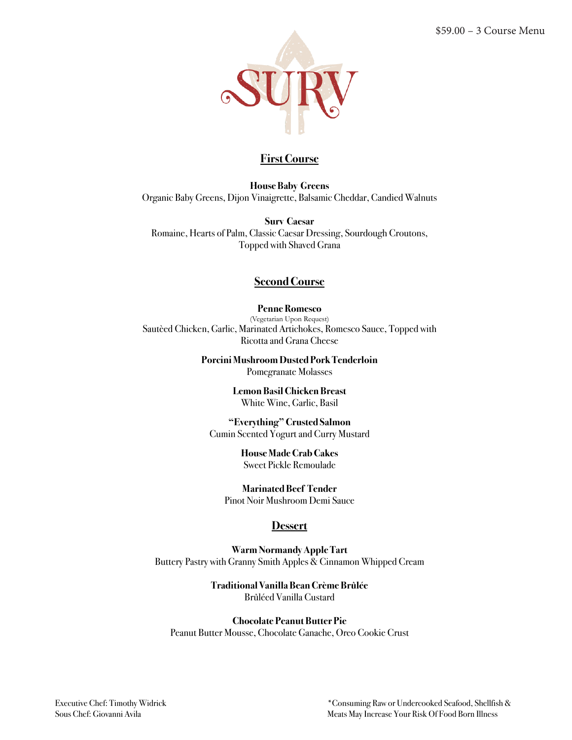$59.00 – 3 Course Menu

# SURV

## First Course

**House Baby Greens**
Organic Baby Greens, Dijon Vinaigrette, Balsamic Cheddar, Candied Walnuts

**Surv Caesar**
Romaine, Hearts of Palm, Classic Caesar Dressing, Sourdough Croutons, Topped with Shaved Grana

## Second Course

**Penne Romesco**
(Vegetarian Upon Request)
Sautèed Chicken, Garlic, Marinated Artichokes, Romesco Sauce, Topped with Ricotta and Grana Cheese

**Porcini Mushroom Dusted Pork Tenderloin**
Pomegranate Molasses

**Lemon Basil Chicken Breast**
White Wine, Garlic, Basil

**"Everything" Crusted Salmon**
Cumin Scented Yogurt and Curry Mustard

**House Made Crab Cakes**
Sweet Pickle Remoulade

**Marinated Beef Tender**
Pinot Noir Mushroom Demi Sauce

## Dessert

**Warm Normandy Apple Tart**
Buttery Pastry with Granny Smith Apples & Cinnamon Whipped Cream

**Traditional Vanilla Bean Crème Brûlée**
Brûléed Vanilla Custard

**Chocolate Peanut Butter Pie**
Peanut Butter Mousse, Chocolate Ganache, Oreo Cookie Crust

Executive Chef: Timothy Widrick
Sous Chef: Giovanni Avila

*Consuming Raw or Undercooked Seafood, Shellfish & Meats May Increase Your Risk Of Food Born Illness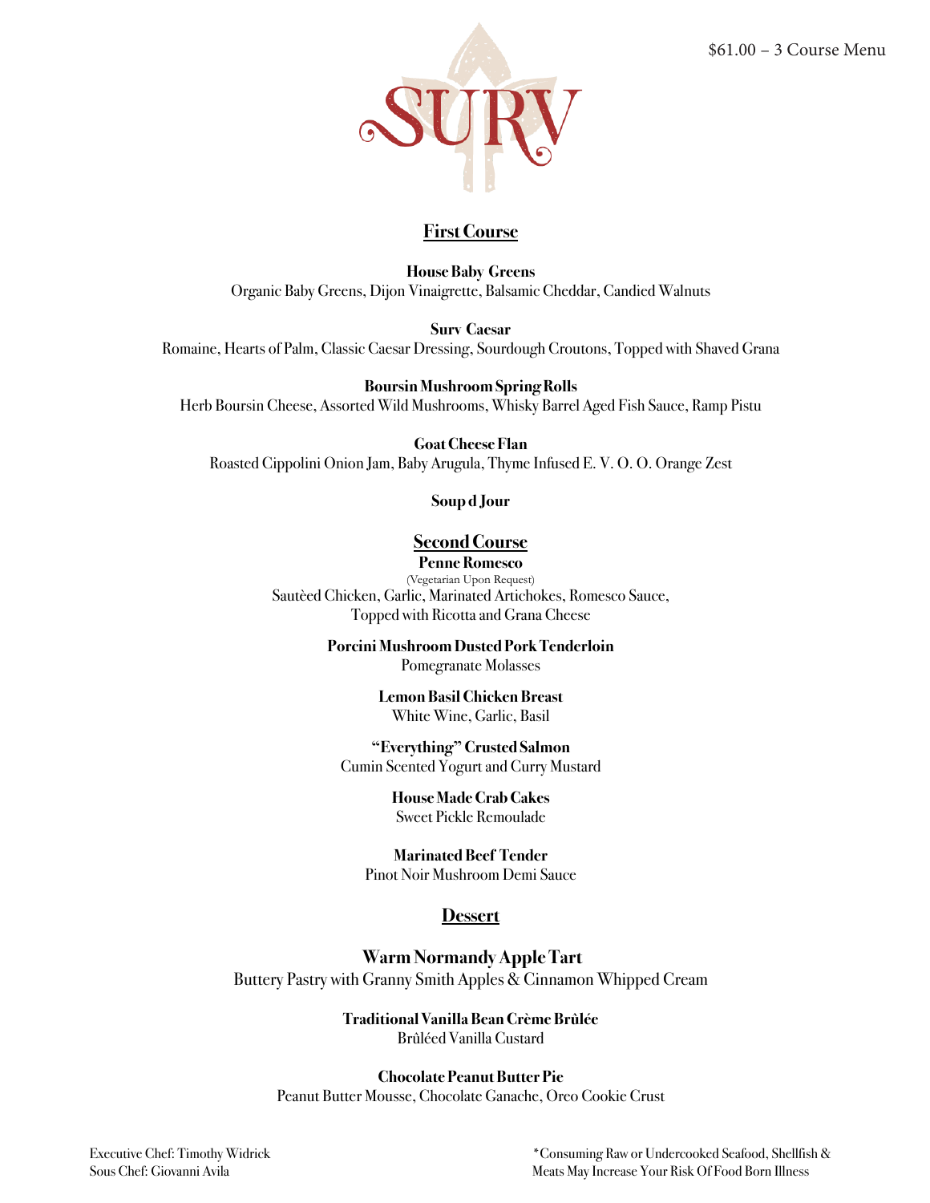$61.00 – 3 Course Menu

# SURV

## First Course

**House Baby Greens**
Organic Baby Greens, Dijon Vinaigrette, Balsamic Cheddar, Candied Walnuts

**Surv Caesar**
Romaine, Hearts of Palm, Classic Caesar Dressing, Sourdough Croutons, Topped with Shaved Grana

**Boursin Mushroom Spring Rolls**
Herb Boursin Cheese, Assorted Wild Mushrooms, Whisky Barrel Aged Fish Sauce, Ramp Pistu

**Goat Cheese Flan**
Roasted Cippolini Onion Jam, Baby Arugula, Thyme Infused E. V. O. O. Orange Zest

**Soup d Jour**

## Second Course

**Penne Romesco**
(Vegetarian Upon Request)
Sautèed Chicken, Garlic, Marinated Artichokes, Romesco Sauce,
Topped with Ricotta and Grana Cheese

**Porcini Mushroom Dusted Pork Tenderloin**
Pomegranate Molasses

**Lemon Basil Chicken Breast**
White Wine, Garlic, Basil

**"Everything" Crusted Salmon**
Cumin Scented Yogurt and Curry Mustard

**House Made Crab Cakes**
Sweet Pickle Remoulade

**Marinated Beef Tender**
Pinot Noir Mushroom Demi Sauce

## Dessert

**Warm Normandy Apple Tart**
Buttery Pastry with Granny Smith Apples & Cinnamon Whipped Cream

**Traditional Vanilla Bean Crème Brûlée**
Brûléed Vanilla Custard

**Chocolate Peanut Butter Pie**
Peanut Butter Mousse, Chocolate Ganache, Oreo Cookie Crust

Executive Chef: Timothy Widrick
Sous Chef: Giovanni Avila

*Consuming Raw or Undercooked Seafood, Shellfish & Meats May Increase Your Risk Of Food Born Illness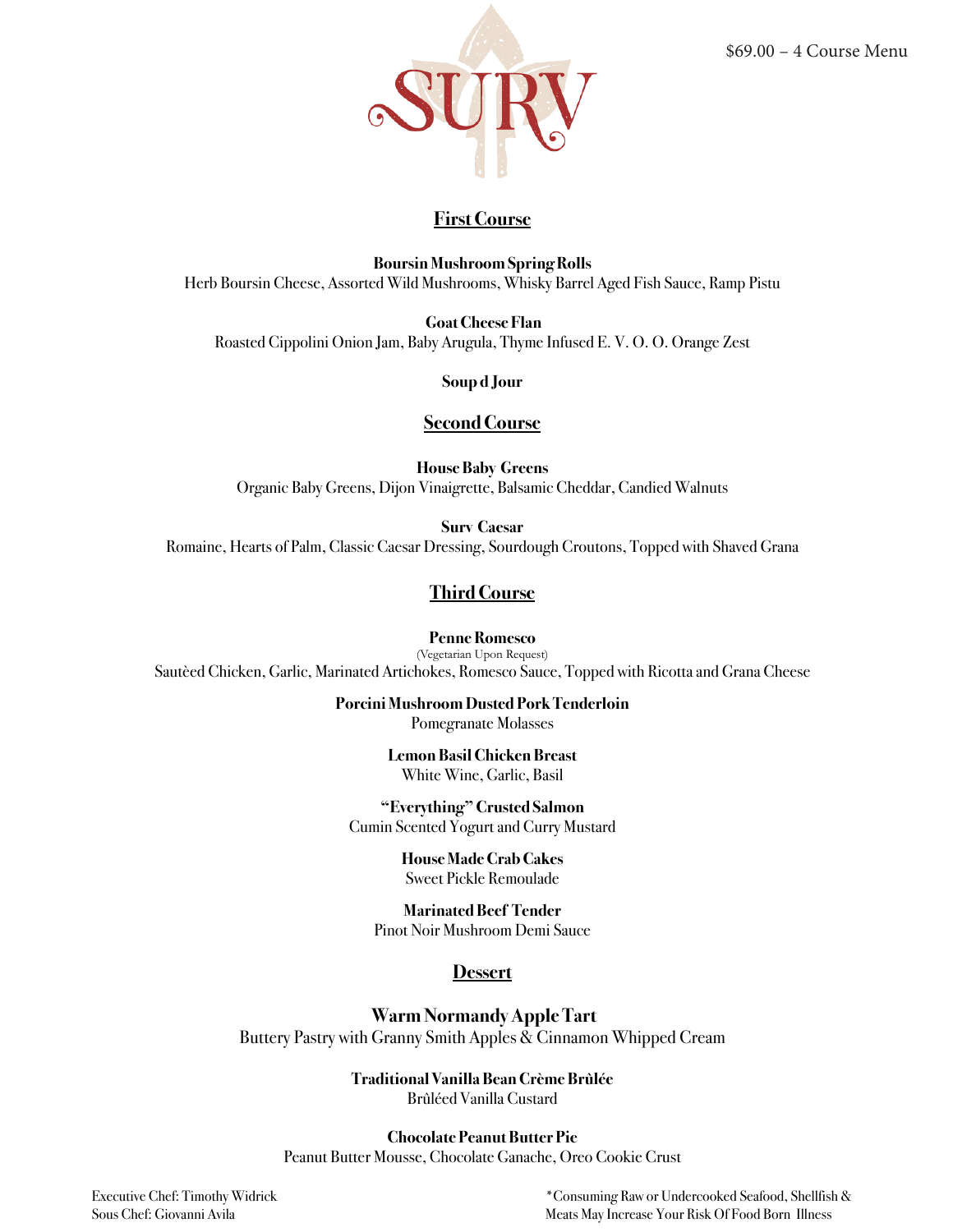$69.00 – 4 Course Menu

# SURV

## First Course

**Boursin Mushroom Spring Rolls**
Herb Boursin Cheese, Assorted Wild Mushrooms, Whisky Barrel Aged Fish Sauce, Ramp Pistu

**Goat Cheese Flan**
Roasted Cippolini Onion Jam, Baby Arugula, Thyme Infused E. V. O. O. Orange Zest

**Soup d Jour**

## Second Course

**House Baby Greens**
Organic Baby Greens, Dijon Vinaigrette, Balsamic Cheddar, Candied Walnuts

**Surv Caesar**
Romaine, Hearts of Palm, Classic Caesar Dressing, Sourdough Croutons, Topped with Shaved Grana

## Third Course

**Penne Romesco**
(Vegetarian Upon Request)
Sautèed Chicken, Garlic, Marinated Artichokes, Romesco Sauce, Topped with Ricotta and Grana Cheese

**Porcini Mushroom Dusted Pork Tenderloin**
Pomegranate Molasses

**Lemon Basil Chicken Breast**
White Wine, Garlic, Basil

**"Everything" Crusted Salmon**
Cumin Scented Yogurt and Curry Mustard

**House Made Crab Cakes**
Sweet Pickle Remoulade

**Marinated Beef Tender**
Pinot Noir Mushroom Demi Sauce

## Dessert

**Warm Normandy Apple Tart**
Buttery Pastry with Granny Smith Apples & Cinnamon Whipped Cream

**Traditional Vanilla Bean Crème Brùlée**
Brùléed Vanilla Custard

**Chocolate Peanut Butter Pie**
Peanut Butter Mousse, Chocolate Ganache, Oreo Cookie Crust

Executive Chef: Timothy Widrick
Sous Chef: Giovanni Avila

*Consuming Raw or Undercooked Seafood, Shellfish & Meats May Increase Your Risk Of Food Born Illness